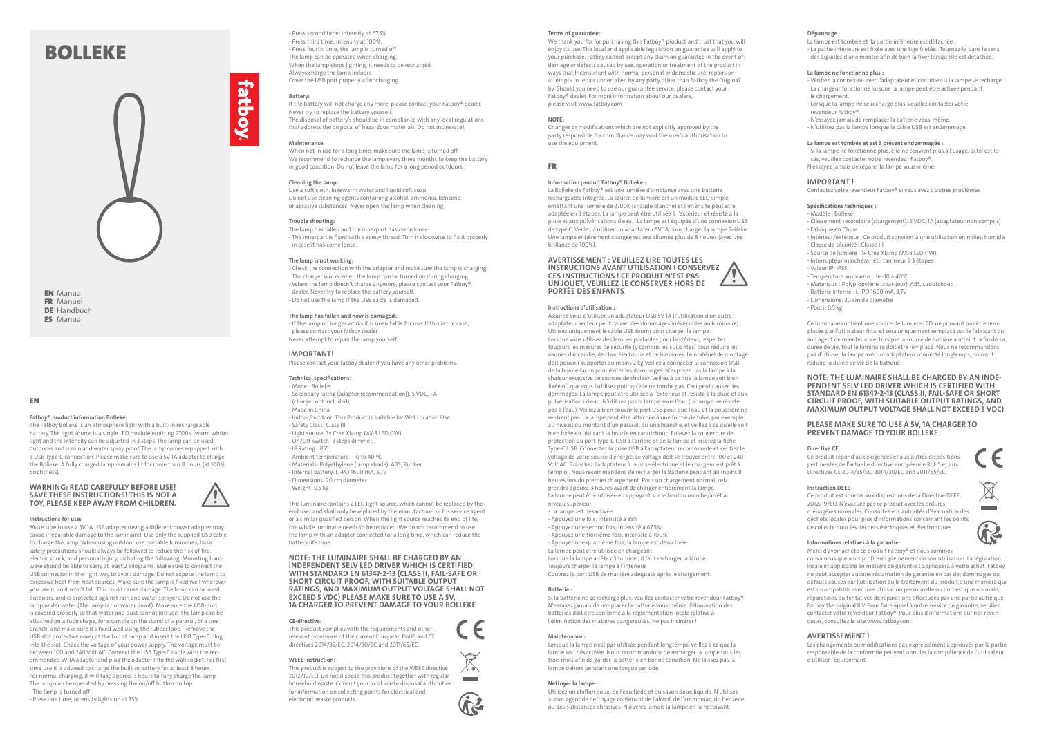# BOLLEKE

**EN** Manual
**FR** Manuel
**DE** Handbuch
**ES** Manual

## EN

**Fatboy® product information Bolleke:**

The Fatboy Bolleke is an atmosphere light with a built-in rechargeable battery. The light source is a single LED module emitting 2700K (warm white) light and the intensity can be adjusted in 3 steps. The lamp can be used outdoors and is rain and water spray proof. The lamp comes equipped with a USB Type-C connection. Please make sure to use a 5V 1A adapter to charge the Bolleke. A fully charged lamp remains lit for more than 8 hours (at 100% brightness).

**WARNING: READ CAREFULLY BEFORE USE! SAVE THESE INSTRUCTIONS! THIS IS NOT A TOY, PLEASE KEEP AWAY FROM CHILDREN.**

**Instructions for use:**

Make sure to use a 5V 1A USB adapter (using a different power adapter may cause irreparable damage to the luminaire). Use only the supplied USB cable to charge the lamp. When using outdoor use portable luminaires, basic safety precautions should always be followed to reduce the risk of fire, electric shock, and personal injury, including the following. Mounting hardware should be able to carry at least 2 kilograms. Make sure to connect the USB connector in the right way to avoid damage. Do not expose the lamp to excessive heat from heat sources. Make sure the lamp is fixed well wherever you use it, so it won't fall. This could cause damage. The lamp can be used outdoors, and is protected against rain and water sprayers. Do not use the lamp under water (The lamp is not water proof). Make sure the USB-port is covered properly so that water and dust cannot intrude. The lamp can be attached on a tube shape, for example on the stand of a parasol, or a tree branch, and make sure it's fixed well using the rubber loop. Remove the USB slot protective cover at the top of lamp and insert the USB Type-C plug into the slot. Check the voltage of your power supply. The voltage must be between 100 and 240 Volt AC. Connect the USB Type-C cable with the recommended 5V 1A adapter and plug the adapter into the wall socket. For first time use it is advised to charge the built-in battery for at least 8 hours. For normal charging, it will take approx. 3 hours to fully charge the lamp. The lamp can be operated by pressing the on/off button on top.

- The lamp is turned off
- Press one time; intensity lights up at 35%
- Press second time; intensity at 67,5%
- Press third time; intensity at 100%.
- Press fourth time; the lamp is turned off

The lamp can be operated when charging.
When the lamp stops lighting, it needs to be recharged.
Always charge the lamp indoors.
Cover the USB port properly after charging.

**Battery:**

If the battery will not charge any more, please contact your Fatboy® dealer. Never try to replace the battery yourself.
The disposal of battery's should be in compliance with any local regulations that address the disposal of hazardous materials. Do not incinerate!

**Maintenance**:

When not in use for a long time, make sure the lamp is turned off. We recommend to recharge the lamp every three months to keep the battery in good condition. Do not leave the lamp for a long period outdoors

**Cleaning the lamp:**

Use a soft cloth, lukewarm water and liquid soft soap.
Do not use cleaning agents containing alcohol, ammonia, benzene, or abrasive substances. Never open the lamp when cleaning.

**Trouble shooting:**

The lamp has fallen and the innerpart has come loose:
- The innerpart is fixed with a screw thread. Turn it clockwise to fix it properly in case it has come loose.

**The lamp is not working:**

- Check the connection with the adapter and make sure the lamp is charging. The charger works when the lamp can be turned on during charging.
- When the lamp doesn't charge anymore, please contact your Fatboy® dealer. Never try to replace the battery yourself.
- Do not use the lamp if the USB cable is damaged.

**The lamp has fallen and now is damaged:**

- If the lamp no longer works it is unsuitable for use. If this is the case, please contact your fatboy dealer.

Never attempt to repair the lamp yourself.

**IMPORTANT!**

Please contact your fatboy dealer if you have any other problems.

**Technical specifications:**

- Model: Bolleke
- Secondary rating (adapter recommendation)): 5 VDC, 1 A (charger not Included)
- Made in China
- Indoor/outdoor: This Product is suitable for Wet Location Use
- Safety Class: Class III
- Light source: 1x Cree Xlamp MX-3 LED (1W)
- On/Off switch: 3 steps dimmer.
- IP Rating: IP55
- Ambient temperature: -10 to 40 ºC
- Materials: Polyethylene (lamp shade), ABS, Rubber
- Internal battery: Li-PO 1600 mA, 3,7V
- Dimensions: 20 cm diameter
- Weight: 0.5 kg

This luminaire contains a LED light source, which cannot be replaced by the end user and shall only be replaced by the manufacturer or his service agent or a similar qualified person. When the light source reaches its end of life, the whole luminaire needs to be replaced. We do not recommend to use the lamp with an adapter connected for a long time, which can reduce the battery life time.

**NOTE: THE LUMINAIRE SHALL BE CHARGED BY AN INDEPENDENT SELV LED DRIVER WHICH IS CERTIFIED WITH STANDARD EN 61347-2-13 (CLASS II, FAIL-SAFE OR SHORT CIRCUIT PROOF, WITH SUITABLE OUTPUT RATINGS, AND MAXIMUM OUTPUT VOLTAGE SHALL NOT EXCEED 5 VDC) PLEASE MAKE SURE TO USE A 5V, 1A CHARGER TO PREVENT DAMAGE TO YOUR BOLLEKE**

**CE-directive:**

This product complies with the essential requirements and other relevant provisions of the current European RoHS and CE directives 2014/35/EC, 2014/30/EC and 2011/65/EC.

**WEEE instruction:**

This product is subject to the provisions of the WEEE directive 2012/19/EU. Do not dispose this product together with regular household waste. Consult your local waste disposal authorities for information on collecting points for electrical and electronic waste products.

**Terms of guarantee:**

We thank you for purchasing this Fatboy® product and trust that you will enjoy its use. The local and applicable legislation on guarantee will apply to your purchase. Fatboy cannot accept any claim on guarantee In the event of: damage or defects caused by use, operation or treatment of the product In ways that Inconsistent with normal personal or domestic use, repairs or attempts to repair undertaken by any party other than Fatboy the Original bv. Should you need to use our guarantee service, please contact your Fatboy® dealer. For more information about our dealers, please visit www.fatboy.com.

**NOTE:**

Changes or modifications which are not explicitly approved by the party responsible for compliance may void the user's authorisation to use the equipment.

## FR

**Information produit Fatboy® Bolleke :**

La Bolleke de Fatboy® est une lumière d'ambiance avec une batterie rechargeable intégrée. La source de lumière est un module LED simple émettant une lumière de 2700K (chaude blanche) et l'intensité peut être adaptée en 3 étapes. La lampe peut être utilisée à l'extérieur et résiste à la pluie et aux pulvérisations d'eau. . La lampe est équipée d'une connexion USB de type C. Veillez à utiliser un adaptateur 5V 1A pour charger la lampe Bolleke. Une lampe entièrement chargée restera allumée plus de 8 heures (avec une brillance de 100%).

**AVERTISSEMENT : VEUILLEZ LIRE TOUTES LES INSTRUCTIONS AVANT UTILISATION ! CONSERVEZ CES INSTRUCTIONS ! CE PRODUIT N'EST PAS UN JOUET, VEUILLEZ LE CONSERVER HORS DE PORTÉE DES ENFANTS**.

**Instructions d'utilisation :**

Assurez-vous d'utiliser un adaptateur USB 5V 1A (l'utilisation d'un autre adaptateur secteur peut causer des dommages irréversibles au luminaire). Utilisez uniquement le câble USB fourni pour charger la lampe. Lorsque vous utilisez des lampes portables pour l'extérieur, respectez toujours les mesures de sécurité (y compris les suivantes) pour réduire les risques d'incendie, de choc électrique et de blessures. Le matériel de montage doit pouvoir supporter au moins 2 kg Veillez à connecter la connexion USB de la bonne façon pour éviter les dommages. N'exposez pas la lampe à la chaleur excessive de sources de chaleur. Veillez à ce que la lampe soit bien fixée où que vous l'utilisiez pour qu'elle ne tombe pas. Ceci peut causer des dommages. La lampe peut être utilisée à l'extérieur et résiste à la pluie et aux pulvérisations d'eau. N'utilisez pas la lampe sous l'eau (La lampe ne résiste pas à l'eau). Veillez à bien couvrir le port USB pour que l'eau et la poussière ne rentrent pas. La lampe peut être attachée à une forme de tube, par exemple au niveau du montant d'un parasol, ou une branche, et veillez à ce qu'elle soit bien fixée en utilisant la boucle en caoutchouc. Enlevez la couverture de protection du port Type-C USB à l'arrière et de la lampe et insérez la fiche Type-C USB. Connectez la prise USB à l'adaptateur recommandé et vérifiez le voltage de votre source d'énergie. Le voltage doit se trouver entre 100 et 240 Volt AC. Branchez l'adaptateur à la prise électrique et le chargeur est prêt à l'emploi. Nous recommandons de recharger la batterie pendant au moins 8 heures lors du premier chargement. Pour un chargement normal, cela prendra approx. 3 heures avant de charger entièrement la lampe. La lampe peut être utilisée en appuyant sur le bouton marche/arrêt au niveau supérieur.

- La lampe est désactivée
- Appuyez une fois ; intensité à 35%
- Appuyez une second fois ; intensité à 67,5%
- Appuyez une troisième fois ; intensité à 100%.
- Appuyez une quatrième fois ; la lampe est désactivée

La lampe peut être utilisée en chargeant.
Lorsque la lampe arrête d'illuminer, il faut recharger la lampe.
Toujours charger la lampe à l'intérieur.
Couvrez le port USB de manière adéquate après le chargement.

**Batterie :**

Si la batterie ne se recharge plus, veuillez contacter votre revendeur Fatboy®. N'essayez jamais de remplacer la batterie vous-même. L'élimination des batteries doit être conforme à la réglementation locale relative à l'élimination des matières dangereuses. Ne pas incinérer !

**Maintenance :**

Lorsque la lampe n'est pas utilisée pendant longtemps, veillez à ce que la lampe soit désactivée. Nous recommandons de recharger la lampe tous les trois mois afin de garder la batterie en bonne condition. Ne laissez pas la lampe dehors pendant une longue période.

**Nettoyer la lampe :**

Utilisez un chiffon doux, de l'eau tiède et du savon doux liquide. N'utilisez aucun agent de nettoyage contenant de l'alcool, de l'ammoniac, du benzène ou des substances abrasives. N'ouvrez jamais la lampe en nettoyant.

**Dépannage** :

La lampe est tombée et la partie intérieure est détachée :
- La partie intérieure est fixée avec une tige filetée. Tournez-la dans le sens des aiguilles d'une montre afin de bien la fixer lorsqu'elle est détachée.

**La lampe ne fonctionne plus :**

- Vérifiez la connexion avec l'adaptateur et contrôlez si la lampe se recharge. Le chargeur fonctionne lorsque la lampe peut être activée pendant le chargement.
- Lorsque la lampe ne se recharge plus, veuillez contacter votre revendeur Fatboy®.
- N'essayez jamais de remplacer la batterie vous-même.
- N'utilisez pas la lampe lorsque le câble USB est endommagé.

**La lampe est tombée et est à présent endommagée :**

- Si la lampe ne fonctionne plus, elle ne convient plus à l'usage. Si tel est le cas, veuillez contacter votre revendeur Fatboy®.

N'essayez jamais de réparer la lampe vous-même.

**IMPORTANT !**

Contactez votre revendeur Fatboy® si vous avez d'autres problèmes.

**Spécifications techniques :**

- Modèle : Bolleke
- Classement secondaire (chargement): 5 VDC, 1A (adaptateur non compris)
- Fabriqué en Chine
- Intérieur/extérieur : Ce produit convient à une utilisation en milieu humide.
- Classe de sécurité : Classe III
- Source de lumière : 1x Cree Xlamp MX-3 LED (1W)
- Interrupteur marche/arrêt : tamiseur à 3 étapes.
- Valeur IP: IP55
- Température ambiante : de -10 à 40°C
- Matériaux : Polypropylène (abat-jour), ABS, caoutchouc
- Batterie interne : Li-PO 1600 mA, 3,7V
- Dimensions: 20 cm de diamètre
- Poids : 0.5 kg

Ce luminaire contient une source de lumière LED, ne pouvant pas être remplacée par l'utilisateur final et sera uniquement remplacé par le fabricant ou son agent de maintenance. Lorsque la source de lumière a atteint la fin de sa durée de vie, tout le luminaire doit être remplacé. Nous ne recommandons pas d'utiliser la lampe avec un adaptateur connecté longtemps, pouvant réduire la durée de vie de la batterie.

**NOTE: THE LUMINAIRE SHALL BE CHARGED BY AN INDEPENDENT SELV LED DRIVER WHICH IS CERTIFIED WITH STANDARD EN 61347-2-13 (CLASS II, FAIL-SAFE OR SHORT CIRCUIT PROOF, WITH SUITABLE OUTPUT RATINGS, AND MAXIMUM OUTPUT VOLTAGE SHALL NOT EXCEED 5 VDC)**

**PLEASE MAKE SURE TO USE A 5V, 1A CHARGER TO PREVENT DAMAGE TO YOUR BOLLEKE**

**Directive CE**

Ce produit répond aux exigences et aux autres dispositions pertinentes de l'actuelle directive européenne RoHS et aux Directives CE 2014/35/EC, 2014/30/EC and 2011/65/EC.

**Instruction DEEE**

Ce produit est soumis aux dispositions de la Directive DEEE 2012/19/EU. N'évacuez pas ce produit avec les ordures ménagères normales. Consultez vos autorités d'évacuation des déchets locales pour plus d'informations concernant les points de collecte pour les déchets électriques et électroniques.

**Informations relatives à la garantie**

Merci d'avoir acheté ce produit Fatboy® et nous sommes convaincus que vous profiterez pleinement de son utilisation. La législation locale et applicable en matière de garantie s'appliquera à votre achat. Fatboy ne peut accepter aucune réclamation de garantie en cas de ; dommages ou défauts causés par l'utilisation ou le traitement du produit d'une manière qui est incompatible avec une utilisation personnelle ou domestique normale, réparations ou tentatives de réparations effectuées par une partie autre que Fatboy the original B.V. Pour faire appel à notre service de garantie, veuillez contacter votre revendeur Fatboy®. Pour plus d'informations sur nos revendeurs, consultez le site www.fatboy.com.

**AVERTISSEMENT !**

Les changements ou modifications pas expressément approuvés par la partie responsable de la conformité peuvent annuler la compétence de l'utilisateur d'utiliser l'équipement.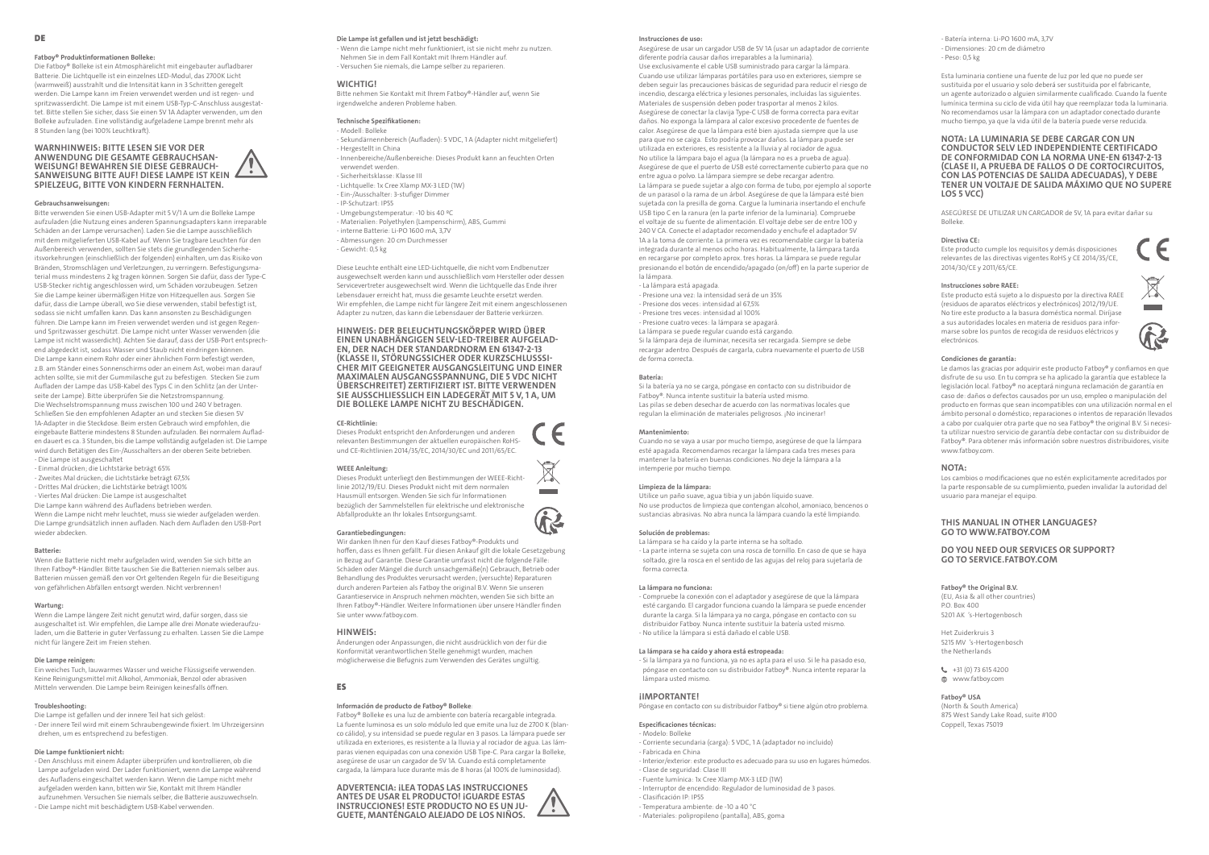# DE

**Fatboy® Produktinformationen Bolleke:**
Die Fatboy® Bolleke ist ein Atmosphärelicht mit eingebauter aufladbarer Batterie. Die Lichtquelle ist ein einzelnes LED-Modul, das 2700K Licht (warmweiß) ausstrahlt und die Intensität kann in 3 Schritten geregelt werden. Die Lampe kann im Freien verwendet werden und ist regen- und spritzwasserdicht. Die Lampe ist mit einem USB-Typ-C-Anschluss ausgestattet. Bitte stellen Sie sicher, dass Sie einen 5V 1A Adapter verwenden, um den Bolleke aufzuladen. Eine vollständig aufgeladene Lampe brennt mehr als 8 Stunden lang (bei 100% Leuchtkraft).

**WARNHINWEIS: BITTE LESEN SIE VOR DER ANWENDUNG DIE GESAMTE GEBRAUCHSANWEISUNG! BEWAHREN SIE DIESE GEBRAUCHSANWEISUNG BITTE AUF! DIESE LAMPE IST KEIN SPIELZEUG, BITTE VON KINDERN FERNHALTEN.**

**Gebrauchsanweisungen:**
Bitte verwenden Sie einen USB-Adapter mit 5 V/1 A um die Bolleke Lampe aufzuladen (die Nutzung eines anderen Spannungsadapters kann irreparable Schäden an der Lampe verursachen). Laden Sie die Lampe ausschließlich mit dem mitgelieferten USB-Kabel auf. Wenn Sie tragbare Leuchten für den Außenbereich verwenden, sollten Sie stets die grundlegenden Sicherheitsvorkehrungen (einschließlich der folgenden) einhalten, um das Risiko von Bränden, Stromschlägen und Verletzungen, zu verringern. Befestigungsmaterial muss mindestens 2 kg tragen können. Sorgen Sie dafür, dass der Type-C USB-Stecker richtig angeschlossen wird, um Schäden vorzubeugen. Setzen Sie die Lampe keiner übermäßigen Hitze von Hitzequellen aus. Sorgen Sie dafür, dass die Lampe überall, wo Sie diese verwenden, stabil befestigt ist, sodass sie nicht umfallen kann. Das kann ansonsten zu Beschädigungen führen. Die Lampe kann im Freien verwendet werden und ist gegen Regen- und Spritzwasser geschützt. Die Lampe nicht unter Wasser verwenden (die Lampe ist nicht wasserdicht). Achten Sie darauf, dass der USB-Port entsprechend abgedeckt ist, sodass Wasser und Staub nicht eindringen können. Die Lampe kann einem Rohr oder einer ähnlichen Form befestigt werden, z.B. am Ständer eines Sonnenschirms oder an einem Ast, wobei man darauf achten sollte, sie mit der Gummilasche gut zu befestigen. Stecken Sie zum Aufladen der Lampe das USB-Kabel des Typs C in den Schlitz (an der Unterseite der Lampe). Bitte überprüfen Sie die Netzstromspannung. Die Wechselstromspannung muss zwischen 100 und 240 V betragen. Schließen Sie den empfohlenen Adapter an und stecken Sie diesen 5V 1A-Adapter in die Steckdose. Beim ersten Gebrauch wird empfohlen, die eingebaute Batterie mindestens 8 Stunden aufzuladen. Bei normalem Aufladen dauert es ca. 3 Stunden, bis die Lampe vollständig aufgeladen ist. Die Lampe wird durch Betätigen des Ein-/Ausschalters an der oberen Seite betrieben.
- Die Lampe ist ausgeschaltet
- Einmal drücken: die Lichtstärke beträgt 65%
- Zweites Mal drücken: die Lichtstärke beträgt 67,5%
- Drittes Mal drücken: die Lichtstärke beträgt 100%
- Viertes Mal drücken: Die Lampe ist ausgeschaltet

Die Lampe kann während des Aufladens betrieben werden.
Wenn die Lampe nicht mehr leuchtet, muss sie wieder aufgeladen werden. Die Lampe grundsätzlich innen aufladen. Nach dem Aufladen den USB-Port wieder abdecken.

**Batterie:**
Wenn die Batterie nicht mehr aufgeladen wird, wenden Sie sich bitte an Ihren Fatboy®-Händler. Bitte tauschen Sie die Batterien niemals selber aus. Batterien müssen gemäß den vor Ort geltenden Regeln für die Beseitigung von gefährlichen Abfällen entsorgt werden. Nicht verbrennen!

**Wartung:**
Wenn die Lampe längere Zeit nicht genutzt wird, dafür sorgen, dass sie ausgeschaltet ist. Wir empfehlen, die Lampe alle drei Monate wiederaufzuladen, um die Batterie in guter Verfassung zu erhalten. Lassen Sie die Lampe nicht für längere Zeit im Freien stehen.

**Die Lampe reinigen:**
Ein weiches Tuch, lauwarmes Wasser und weiche Flüssigseife verwenden. Keine Reinigungsmittel mit Alkohol, Ammoniak, Benzol oder abrasiven Mitteln verwenden. Die Lampe beim Reinigen keinesfalls öffnen.

**Troubleshooting:**
Die Lampe ist gefallen und der innere Teil hat sich gelöst:
- Der innere Teil wird mit einem Schraubengewinde fixiert. Im Uhrzeigersinn drehen, um es entsprechend zu befestigen.

**Die Lampe funktioniert nicht:**
- Den Anschluss mit einem Adapter überprüfen und kontrollieren, ob die Lampe aufgeladen wird. Der Lader funktioniert, wenn die Lampe während des Aufladens eingeschaltet werden kann. Wenn die Lampe nicht mehr aufgeladen werden kann, bitten wir Sie, Kontakt mit Ihrem Händler aufzunehmen. Versuchen Sie niemals selber, die Batterie auszuwechseln.
- Die Lampe nicht mit beschädigtem USB-Kabel verwenden.

**Die Lampe ist gefallen und ist jetzt beschädigt:**
- Wenn die Lampe nicht mehr funktioniert, ist sie nicht mehr zu nutzen. Nehmen Sie in dem Fall Kontakt mit Ihrem Händler auf.
- Versuchen Sie niemals, die Lampe selber zu reparieren.

## WICHTIG!
Bitte nehmen Sie Kontakt mit Ihrem Fatboy®-Händler auf, wenn Sie irgendwelche anderen Probleme haben.

**Technische Spezifikationen:**
- Modell: Bolleke
- Sekundärnennbereich (Aufladen): 5 VDC, 1 A (Adapter nicht mitgeliefert)
- Hergestellt in China
- Innenbereiche/Außenbereiche: Dieses Produkt kann an feuchten Orten verwendet werden.
- Sicherheitsklasse: Klasse III
- Lichtquelle: 1x Cree Xlamp MX-3 LED (1W)
- Ein-/Ausschalter: 3-stufiger Dimmer
- IP-Schutzart: IP55
- Umgebungstemperatur: -10 bis 40 ºC
- Materialien: Polyethylen (Lampenschirm), ABS, Gummi
- interne Batterie: Li-PO 1600 mA, 3,7V
- Abmessungen: 20 cm Durchmesser
- Gewicht: 0,5 kg

Diese Leuchte enthält eine LED-Lichtquelle, die nicht vom Endbenutzer ausgewechselt werden kann und ausschließlich vom Hersteller oder dessen Servicevertreter ausgewechselt wird. Wenn die Lichtquelle das Ende ihrer Lebensdauer erreicht hat, muss die gesamte Leuchte ersetzt werden. Wir empfehlen, die Lampe nicht für längere Zeit mit einem angeschlossenen Adapter zu nutzen, da kann die Lebensdauer der Batterie verkürzen.

**HINWEIS: DER BELEUCHTUNGSKÖRPER WIRD ÜBER EINEN UNABHÄNGIGEN SELV-LED-TREIBER AUFGELADEN, DER NACH DER STANDARDNORM EN 61347-2-13 (KLASSE II, STÖRUNGSSICHER ODER KURZSCHLUSSSICHER MIT GEEIGNETER AUSGANGSLEITUNG UND EINER MAXIMALEN AUSGANGSSPANNUNG, DIE 5 VDC NICHT ÜBERSCHREITET) ZERTIFIZIERT IST. BITTE VERWENDEN SIE AUSSCHLIESSLICH EIN LADEGERÄT MIT 5 V, 1 A, UM DIE BOLLEKE LAMPE NICHT ZU BESCHÄDIGEN.**

**CE-Richtlinie:**
Dieses Produkt entspricht den Anforderungen und anderen relevanten Bestimmungen der aktuellen europäischen RoHS- und CE-Richtlinien 2014/35/EC, 2014/30/EC und 2011/65/EC.

**WEEE Anleitung:**
Dieses Produkt unterliegt den Bestimmungen der WEEE-Richtlinie 2012/19/EU. Dieses Produkt nicht mit dem normalen Hausmüll entsorgen. Wenden Sie sich für Informationen bezüglich der Sammelstellen für elektrische und elektronische Abfallprodukte an Ihr lokales Entsorgungsamt.

**Garantiebedingungen:**
Wir danken Ihnen für den Kauf dieses Fatboy®-Produkts und hoffen, dass es Ihnen gefällt. Für diesen Ankauf gilt die lokale Gesetzgebung in Bezug auf Garantie. Diese Garantie umfasst nicht die folgende Fälle: Schäden oder Mängel die durch unsachgemäße(n) Gebrauch, Betrieb oder Behandlung des Produktes verursacht werden; (versuchte) Reparaturen durch anderen Parteien als Fatboy the original B.V. Wenn Sie unseren Garantieservice in Anspruch nehmen möchten, wenden Sie sich bitte an Ihren Fatboy®-Händler. Weitere Informationen über unsere Händler finden Sie unter www.fatboy.com.

## HINWEIS:
Änderungen oder Anpassungen, die nicht ausdrücklich von der für die Konformität verantwortlichen Stelle genehmigt wurden, machen möglicherweise die Befugnis zum Verwenden des Gerätes ungültig.

# ES

**Información de producto de Fatboy® Bolleke:**
Fatboy® Bolleke es una luz de ambiente con batería recargable integrada. La fuente luminosa es un solo módulo led que emite una luz de 2700 K (blanco cálido), y su intensidad se puede regular en 3 pasos. La lámpara puede ser utilizada en exteriores, es resistente a la lluvia y al rociador de agua. Las lámparas vienen equipadas con una conexión USB Tipe-C. Para cargar la Bolleke, asegúrese de usar un cargador de 5V 1A. Cuando está completamente cargada, la lámpara luce durante más de 8 horas (al 100% de luminosidad).

**ADVERTENCIA: ¡LEA TODAS LAS INSTRUCCIONES ANTES DE USAR EL PRODUCTO! ¡GUARDE ESTAS INSTRUCCIONES! ESTE PRODUCTO NO ES UN JUGUETE, MANTÉNGALO ALEJADO DE LOS NIÑOS.**

**Instrucciones de uso:**
Asegúrese de usar un cargador USB de 5V 1A (usar un adaptador de corriente diferente podría causar daños irreparables a la luminaria).
Use exclusivamente el cable USB suministrado para cargar la lámpara. Cuando use utilizar lámparas portátiles para uso en exteriores, siempre se deben seguir las precauciones básicas de seguridad para reducir el riesgo de incendio, descarga eléctrica y lesiones personales, incluidas las siguientes. Materiales de suspensión deben poder trasportar al menos 2 kilos. Asegúrese de conectar la clavija Type-C USB de forma correcta para evitar daños. No exponga la lámpara al calor excesivo procedente de fuentes de calor. Asegúrese de que la lámpara esté bien ajustada siempre que la use para que no se caiga. Esto podría provocar daños. La lámpara puede ser utilizada en exteriores, es resistente a la lluvia y al rociador de agua. No utilice la lámpara bajo el agua (la lámpara no es a prueba de agua). Asegúrese de que el puerto de USB esté correctamente cubierto para que no entre agua o polvo. La lámpara siempre se debe recargar adentro.
La lámpara se puede sujetar a algo con forma de tubo, por ejemplo al soporte de un parasol o la rama de un árbol. Asegúrese de que la lámpara esté bien sujetada con la presilla de goma. Cargue la luminaria insertando el enchufe USB tipo C en la ranura (en la parte inferior de la luminaria). Compruebe el voltaje de su fuente de alimentación. El voltaje debe ser de entre 100 y 240 V CA. Conecte el adaptador recomendado y enchufe el adaptador 5V 1A a la toma de corriente. La primera vez es recomendable cargar la batería integrada durante al menos ocho horas. Habitualmente, la lámpara tarda en recargarse por completo aprox. tres horas. La lámpara se puede regular presionando el botón de encendido/apagado (on/off) en la parte superior de la lámpara.
- La lámpara está apagada.
- Presione una vez: la intensidad será de un 35%
- Presione dos veces: intensidad al 67,5%
- Presione tres veces: intensidad al 100%
- Presione cuatro veces: la lámpara se apagará.

La lámpara se puede regular cuando está cargando.
Si la lámpara deja de iluminar, necesita ser recargada. Siempre se debe recargar adentro. Después de cargarla, cubra nuevamente el puerto de USB de forma correcta.

**Batería:**
Si la batería ya no se carga, póngase en contacto con su distribuidor de Fatboy®. Nunca intente sustituir la batería usted mismo.
Las pilas se deben desechar de acuerdo con las normativas locales que regulan la eliminación de materiales peligrosos. ¡No incinerar!

**Mantenimiento:**
Cuando no se vaya a usar por mucho tiempo, asegúrese de que la lámpara esté apagada. Recomendamos recargar la lámpara cada tres meses para mantener la batería en buenas condiciones. No deje la lámpara a la intemperie por mucho tiempo.

**Limpieza de la lámpara:**
Utilice un paño suave, agua tibia y un jabón líquido suave.
No use productos de limpieza que contengan alcohol, amoniaco, bencenos o sustancias abrasivas. No abra nunca la lámpara cuando la esté limpiando.

**Solución de problemas:**
La lámpara se ha caído y la parte interna se ha soltado.
- La parte interna se sujeta con una rosca de tornillo. En caso de que se haya soltado, gire la rosca en el sentido de las agujas del reloj para sujetarla de forma correcta.

**La lámpara no funciona:**
- Compruebe la conexión con el adaptador y asegúrese de que la lámpara esté cargando. El cargador funciona cuando la lámpara se puede encender durante la carga. Si la lámpara ya no carga, póngase en contacto con su distribuidor Fatboy. Nunca intente sustituir la batería usted mismo.
- No utilice la lámpara si está dañado el cable USB.

**La lámpara se ha caído y ahora está estropeada:**
- Si la lámpara ya no funciona, ya no es apta para el uso. Si le ha pasado eso, póngase en contacto con su distribuidor Fatboy®. Nunca intente reparar la lámpara usted mismo.

## ¡IMPORTANTE!
Póngase en contacto con su distribuidor Fatboy® si tiene algún otro problema.

**Especificaciones técnicas:**
- Modelo: Bolleke
- Corriente secundaria (carga): 5 VDC, 1 A (adaptador no incluido)
- Fabricada en China
- Interior/exterior: este producto es adecuado para su uso en lugares húmedos.
- Clase de seguridad: Clase III
- Fuente lumínica: 1x Cree Xlamp MX-3 LED (1W)
- Interruptor de encendido: Regulador de luminosidad de 3 pasos.
- Clasificación IP: IP55
- Temperatura ambiente: de -10 a 40 °C
- Materiales: polipropileno (pantalla), ABS, goma
- Batería interna: Li-PO 1600 mA, 3,7V
- Dimensiones: 20 cm de diámetro
- Peso: 0,5 kg

Esta luminaria contiene una fuente de luz por led que no puede ser sustituida por el usuario y solo deberá ser sustituida por el fabricante, un agente autorizado o alguien similarmente cualificado. Cuando la fuente lumínica termina su ciclo de vida útil hay que reemplazar toda la luminaria. No recomendamos usar la lámpara con un adaptador conectado durante mucho tiempo, ya que la vida útil de la batería puede verse reducida.

**NOTA: LA LUMINARIA SE DEBE CARGAR CON UN CONDUCTOR SELV LED INDEPENDIENTE CERTIFICADO DE CONFORMIDAD CON LA NORMA UNE-EN 61347-2-13 (CLASE II, A PRUEBA DE FALLOS O DE CORTOCIRCUITOS, CON LAS POTENCIAS DE SALIDA ADECUADAS), Y DEBE TENER UN VOLTAJE DE SALIDA MÁXIMO QUE NO SUPERE LOS 5 VCC)**

ASEGÚRESE DE UTILIZAR UN CARGADOR DE 5V, 1A para evitar dañar su Bolleke.

**Directiva CE:**
Este producto cumple los requisitos y demás disposiciones relevantes de las directivas vigentes RoHS y CE 2014/35/CE, 2014/30/CE y 2011/65/CE.

**Instrucciones sobre RAEE:**
Este producto está sujeto a lo dispuesto por la directiva RAEE (residuos de aparatos eléctricos y electrónicos) 2012/19/UE. No tire este producto a la basura doméstica normal. Diríjase a sus autoridades locales en materia de residuos para informarse sobre los puntos de recogida de residuos eléctricos y electrónicos.

**Condiciones de garantía:**
Le damos las gracias por adquirir este producto Fatboy® y confiamos en que disfrute de su uso. En tu compra se ha aplicado la garantía que establece la legislación local. Fatboy® no aceptará ninguna reclamación de garantía en caso de: daños o defectos causados por un uso, empleo o manipulación del producto en formas que sean incompatibles con una utilización normal en el ámbito personal o doméstico; reparaciones o intentos de reparación llevados a cabo por cualquier otra parte que no sea Fatboy® the original B.V. Si necesita utilizar nuestro servicio de garantía debe contactar con su distribuidor de Fatboy®. Para obtener más información sobre nuestros distribuidores, visite www.fatboy.com.

## NOTA:
Los cambios o modificaciones que no estén explícitamente acreditados por la parte responsable de su cumplimiento, pueden invalidar la autoridad del usuario para manejar el equipo.

## THIS MANUAL IN OTHER LANGUAGES? GO TO WWW.FATBOY.COM

## DO YOU NEED OUR SERVICES OR SUPPORT? GO TO SERVICE.FATBOY.COM

**Fatboy® the Original B.V.**
(EU, Asia & all other countries)
P.O. Box 400
5201 AK 's-Hertogenbosch

Het Zuiderkruis 3
5215 MV 's-Hertogenbosch
the Netherlands

+31 (0) 73 615 4200
www.fatboy.com

**Fatboy® USA**
(North & South America)
875 West Sandy Lake Road, suite #100
Coppell, Texas 75019